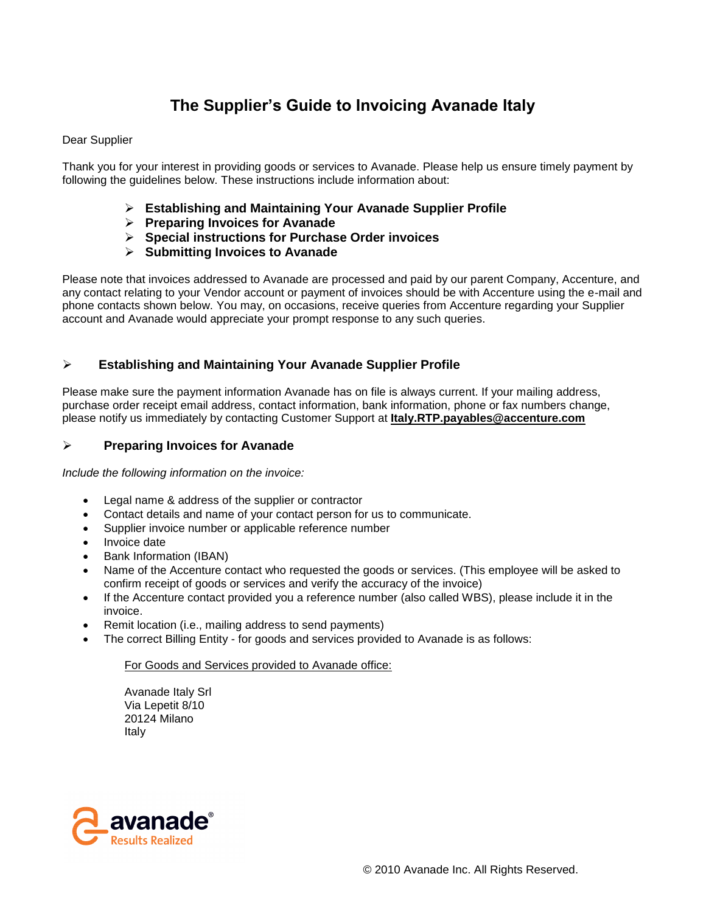# The Supplier's Guide to Invoicing Avanade Italy

Dear Supplier

Thank you for your interest in providing goods or services to Avanade. Please help us ensure timely payment by following the guidelines below. These instructions include information about:

- **Establishing and Maintaining Your Avanade Supplier Profile**
- **Preparing Invoices for Avanade**
- **Special instructions for Purchase Order invoices**
- **Submitting Invoices to Avanade**

Please note that invoices addressed to Avanade are processed and paid by our parent Company, Accenture, and any contact relating to your Vendor account or payment of invoices should be with Accenture using the e-mail and phone contacts shown below. You may, on occasions, receive queries from Accenture regarding your Supplier account and Avanade would appreciate your prompt response to any such queries.

## Establishing and Maintaining Your Avanade Supplier Profile

Please make sure the payment information Avanade has on file is always current. If your mailing address, purchase order receipt email address, contact information, bank information, phone or fax numbers change, please notify us immediately by contacting Customer Support at **Italy.RTP.payables@accenture.com**

## Preparing Invoices for Avanade

*Include the following information on the invoice:*

- Legal name & address of the supplier or contractor
- Contact details and name of your contact person for us to communicate.
- Supplier invoice number or applicable reference number
- Invoice date
- Bank Information (IBAN)
- Name of the Accenture contact who requested the goods or services. (This employee will be asked to confirm receipt of goods or services and verify the accuracy of the invoice)
- If the Accenture contact provided you a reference number (also called WBS), please include it in the invoice.
- Remit location (i.e., mailing address to send payments)
- The correct Billing Entity - for goods and services provided to Avanade is as follows:

  For Goods and Services provided to Avanade office:

  Avanade Italy Srl
  Via Lepetit 8/10
  20124 Milano
  Italy

avanade®
Results Realized

© 2010 Avanade Inc. All Rights Reserved.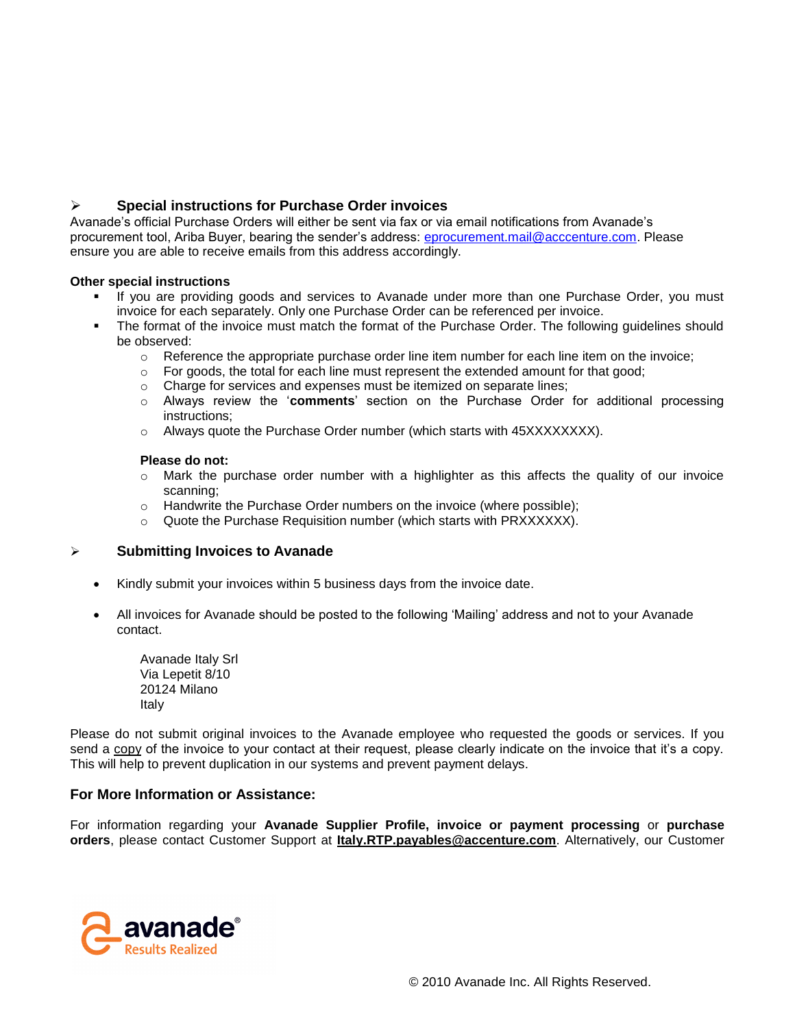## Special instructions for Purchase Order invoices

Avanade's official Purchase Orders will either be sent via fax or via email notifications from Avanade's procurement tool, Ariba Buyer, bearing the sender's address: eprocurement.mail@acccenture.com. Please ensure you are able to receive emails from this address accordingly.

**Other special instructions**

- If you are providing goods and services to Avanade under more than one Purchase Order, you must invoice for each separately. Only one Purchase Order can be referenced per invoice.
- The format of the invoice must match the format of the Purchase Order. The following guidelines should be observed:
  - Reference the appropriate purchase order line item number for each line item on the invoice;
  - For goods, the total for each line must represent the extended amount for that good;
  - Charge for services and expenses must be itemized on separate lines;
  - Always review the '**comments**' section on the Purchase Order for additional processing instructions;
  - Always quote the Purchase Order number (which starts with 45XXXXXXXX).

  **Please do not:**
  - Mark the purchase order number with a highlighter as this affects the quality of our invoice scanning;
  - Handwrite the Purchase Order numbers on the invoice (where possible);
  - Quote the Purchase Requisition number (which starts with PRXXXXXX).

## Submitting Invoices to Avanade

- Kindly submit your invoices within 5 business days from the invoice date.
- All invoices for Avanade should be posted to the following 'Mailing' address and not to your Avanade contact.

  Avanade Italy Srl
  Via Lepetit 8/10
  20124 Milano
  Italy

Please do not submit original invoices to the Avanade employee who requested the goods or services. If you send a copy of the invoice to your contact at their request, please clearly indicate on the invoice that it's a copy. This will help to prevent duplication in our systems and prevent payment delays.

### For More Information or Assistance:

For information regarding your **Avanade Supplier Profile, invoice or payment processing** or **purchase orders**, please contact Customer Support at **Italy.RTP.payables@accenture.com**. Alternatively, our Customer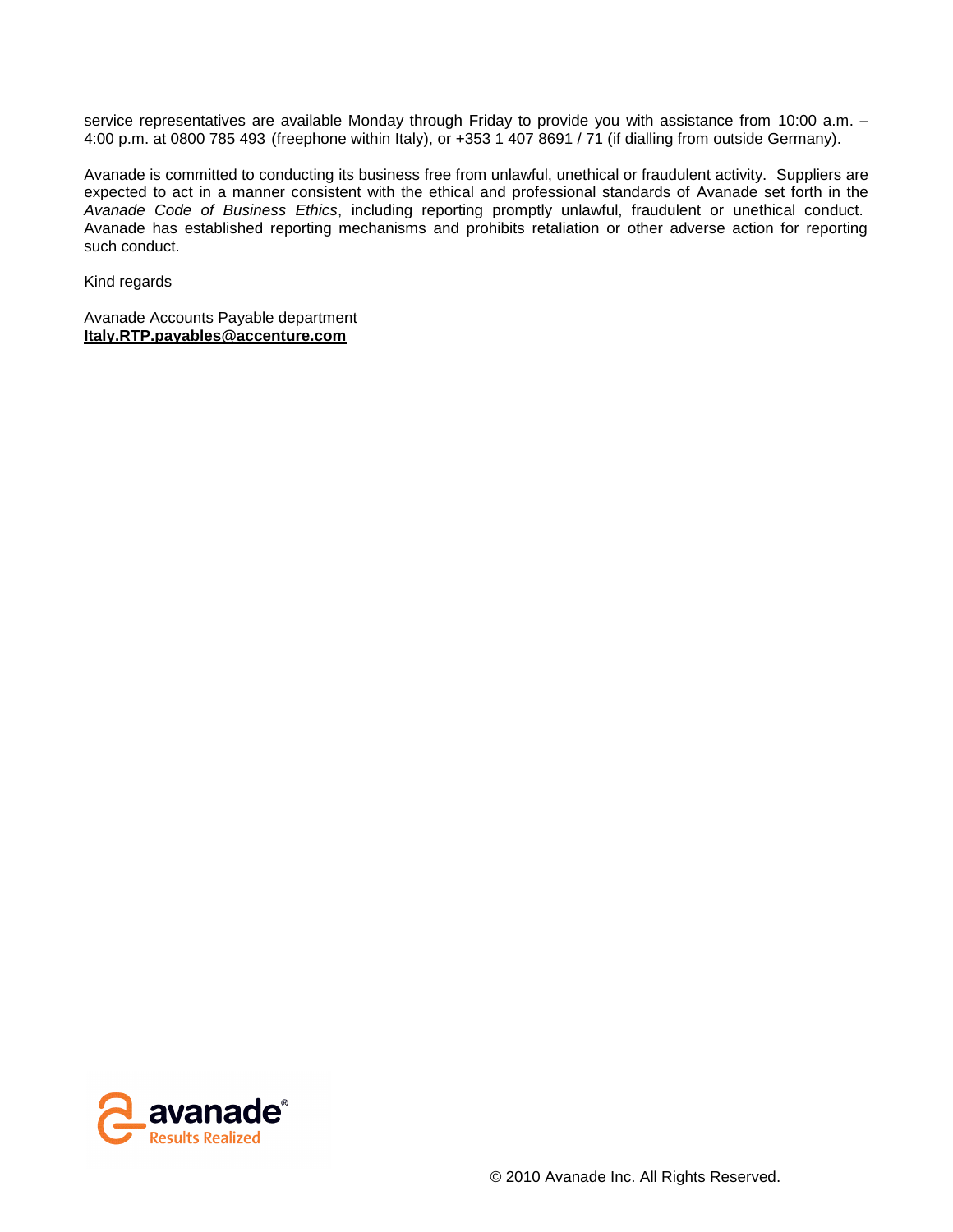service representatives are available Monday through Friday to provide you with assistance from 10:00 a.m. – 4:00 p.m. at 0800 785 493 (freephone within Italy), or +353 1 407 8691 / 71 (if dialling from outside Germany).

Avanade is committed to conducting its business free from unlawful, unethical or fraudulent activity. Suppliers are expected to act in a manner consistent with the ethical and professional standards of Avanade set forth in the *Avanade Code of Business Ethics*, including reporting promptly unlawful, fraudulent or unethical conduct. Avanade has established reporting mechanisms and prohibits retaliation or other adverse action for reporting such conduct.

Kind regards

Avanade Accounts Payable department
**Italy.RTP.payables@accenture.com**

© 2010 Avanade Inc. All Rights Reserved.